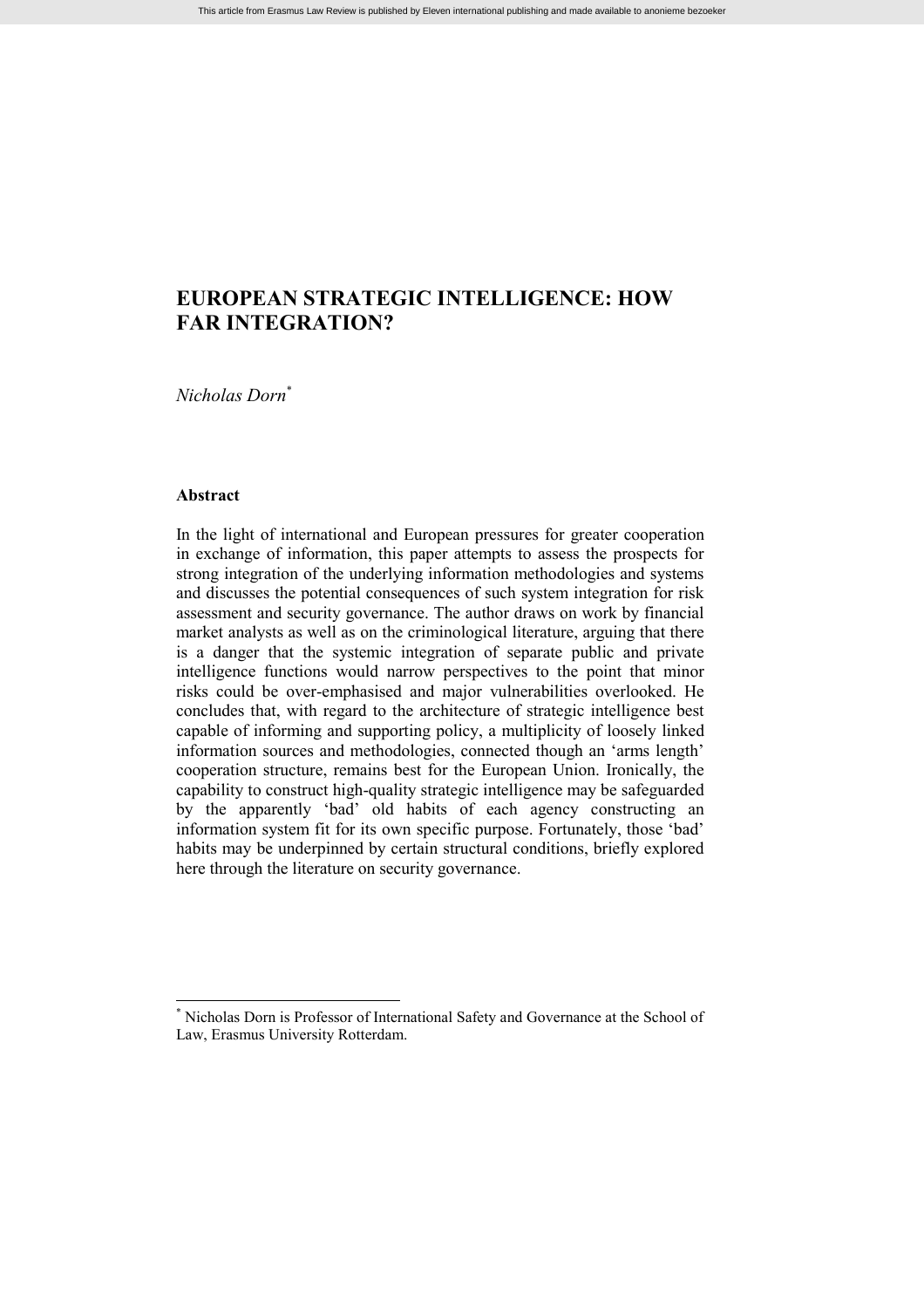# EUROPEAN STRATEGIC INTELLIGENCE: HOW FAR INTEGRATION?

*Nicholas Dorn*[*]

## Abstract

In the light of international and European pressures for greater cooperation in exchange of information, this paper attempts to assess the prospects for strong integration of the underlying information methodologies and systems and discusses the potential consequences of such system integration for risk assessment and security governance. The author draws on work by financial market analysts as well as on the criminological literature, arguing that there is a danger that the systemic integration of separate public and private intelligence functions would narrow perspectives to the point that minor risks could be over-emphasised and major vulnerabilities overlooked. He concludes that, with regard to the architecture of strategic intelligence best capable of informing and supporting policy, a multiplicity of loosely linked information sources and methodologies, connected though an 'arms length' cooperation structure, remains best for the European Union. Ironically, the capability to construct high-quality strategic intelligence may be safeguarded by the apparently 'bad' old habits of each agency constructing an information system fit for its own specific purpose. Fortunately, those 'bad' habits may be underpinned by certain structural conditions, briefly explored here through the literature on security governance.

---

[*] Nicholas Dorn is Professor of International Safety and Governance at the School of Law, Erasmus University Rotterdam.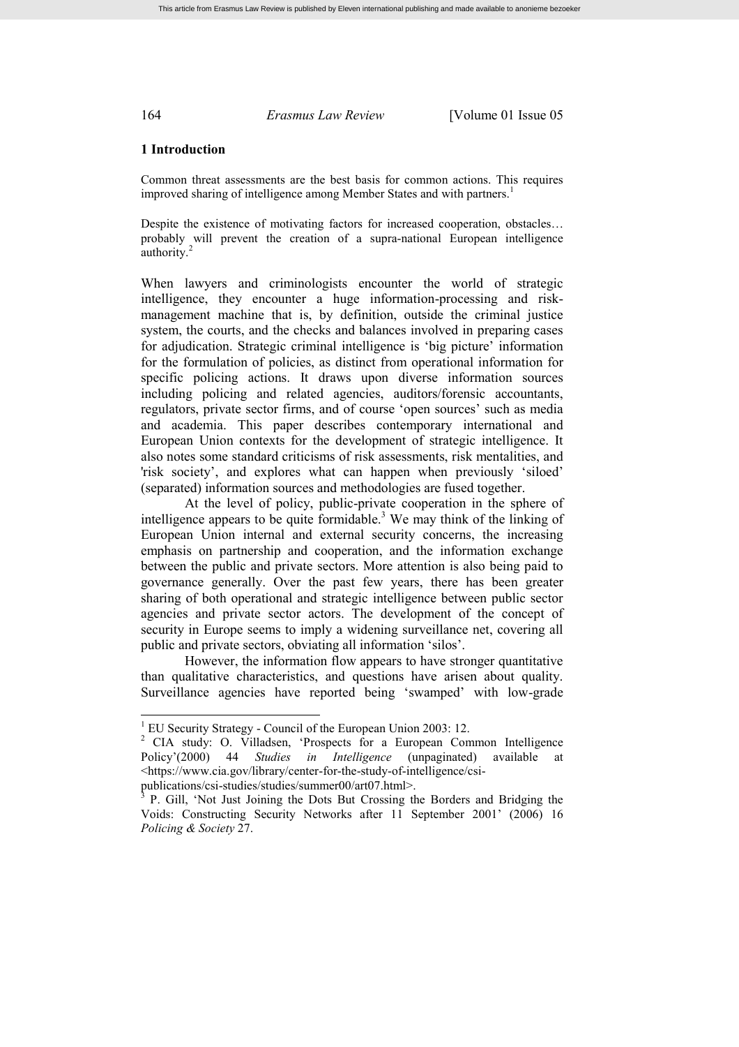## 1 Introduction

Common threat assessments are the best basis for common actions. This requires improved sharing of intelligence among Member States and with partners.[1]

Despite the existence of motivating factors for increased cooperation, obstacles… probably will prevent the creation of a supra-national European intelligence authority.[2]

When lawyers and criminologists encounter the world of strategic intelligence, they encounter a huge information-processing and risk-management machine that is, by definition, outside the criminal justice system, the courts, and the checks and balances involved in preparing cases for adjudication. Strategic criminal intelligence is 'big picture' information for the formulation of policies, as distinct from operational information for specific policing actions. It draws upon diverse information sources including policing and related agencies, auditors/forensic accountants, regulators, private sector firms, and of course 'open sources' such as media and academia. This paper describes contemporary international and European Union contexts for the development of strategic intelligence. It also notes some standard criticisms of risk assessments, risk mentalities, and 'risk society', and explores what can happen when previously 'siloed' (separated) information sources and methodologies are fused together.

At the level of policy, public-private cooperation in the sphere of intelligence appears to be quite formidable.[3] We may think of the linking of European Union internal and external security concerns, the increasing emphasis on partnership and cooperation, and the information exchange between the public and private sectors. More attention is also being paid to governance generally. Over the past few years, there has been greater sharing of both operational and strategic intelligence between public sector agencies and private sector actors. The development of the concept of security in Europe seems to imply a widening surveillance net, covering all public and private sectors, obviating all information 'silos'.

However, the information flow appears to have stronger quantitative than qualitative characteristics, and questions have arisen about quality. Surveillance agencies have reported being 'swamped' with low-grade

---

[1] EU Security Strategy - Council of the European Union 2003: 12.

[2] CIA study: O. Villadsen, 'Prospects for a European Common Intelligence Policy'(2000) 44 *Studies in Intelligence* (unpaginated) available at <https://www.cia.gov/library/center-for-the-study-of-intelligence/csi-publications/csi-studies/studies/summer00/art07.html>.

[3] P. Gill, 'Not Just Joining the Dots But Crossing the Borders and Bridging the Voids: Constructing Security Networks after 11 September 2001' (2006) 16 *Policing & Society* 27.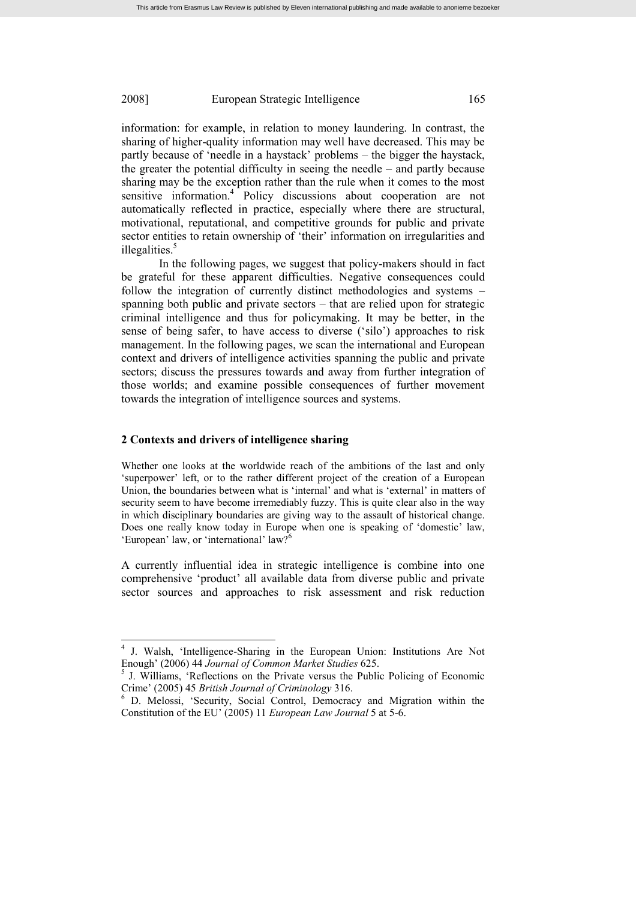information: for example, in relation to money laundering. In contrast, the sharing of higher-quality information may well have decreased. This may be partly because of 'needle in a haystack' problems – the bigger the haystack, the greater the potential difficulty in seeing the needle – and partly because sharing may be the exception rather than the rule when it comes to the most sensitive information.[4] Policy discussions about cooperation are not automatically reflected in practice, especially where there are structural, motivational, reputational, and competitive grounds for public and private sector entities to retain ownership of 'their' information on irregularities and illegalities.[5]

In the following pages, we suggest that policy-makers should in fact be grateful for these apparent difficulties. Negative consequences could follow the integration of currently distinct methodologies and systems – spanning both public and private sectors – that are relied upon for strategic criminal intelligence and thus for policymaking. It may be better, in the sense of being safer, to have access to diverse ('silo') approaches to risk management. In the following pages, we scan the international and European context and drivers of intelligence activities spanning the public and private sectors; discuss the pressures towards and away from further integration of those worlds; and examine possible consequences of further movement towards the integration of intelligence sources and systems.

## 2 Contexts and drivers of intelligence sharing

Whether one looks at the worldwide reach of the ambitions of the last and only 'superpower' left, or to the rather different project of the creation of a European Union, the boundaries between what is 'internal' and what is 'external' in matters of security seem to have become irremediably fuzzy. This is quite clear also in the way in which disciplinary boundaries are giving way to the assault of historical change. Does one really know today in Europe when one is speaking of 'domestic' law, 'European' law, or 'international' law?[6]

A currently influential idea in strategic intelligence is combine into one comprehensive 'product' all available data from diverse public and private sector sources and approaches to risk assessment and risk reduction

---

[4] J. Walsh, 'Intelligence-Sharing in the European Union: Institutions Are Not Enough' (2006) 44 *Journal of Common Market Studies* 625.

[5] J. Williams, 'Reflections on the Private versus the Public Policing of Economic Crime' (2005) 45 *British Journal of Criminology* 316.

[6] D. Melossi, 'Security, Social Control, Democracy and Migration within the Constitution of the EU' (2005) 11 *European Law Journal* 5 at 5-6.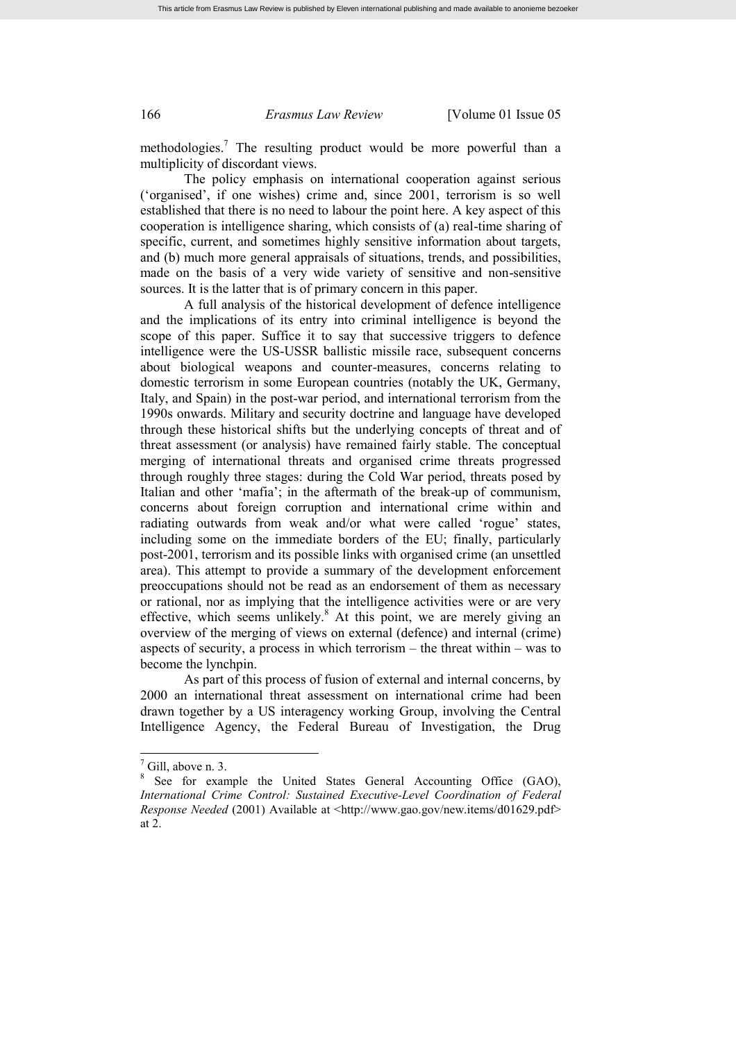methodologies.[7] The resulting product would be more powerful than a multiplicity of discordant views.

The policy emphasis on international cooperation against serious ('organised', if one wishes) crime and, since 2001, terrorism is so well established that there is no need to labour the point here. A key aspect of this cooperation is intelligence sharing, which consists of (a) real-time sharing of specific, current, and sometimes highly sensitive information about targets, and (b) much more general appraisals of situations, trends, and possibilities, made on the basis of a very wide variety of sensitive and non-sensitive sources. It is the latter that is of primary concern in this paper.

A full analysis of the historical development of defence intelligence and the implications of its entry into criminal intelligence is beyond the scope of this paper. Suffice it to say that successive triggers to defence intelligence were the US-USSR ballistic missile race, subsequent concerns about biological weapons and counter-measures, concerns relating to domestic terrorism in some European countries (notably the UK, Germany, Italy, and Spain) in the post-war period, and international terrorism from the 1990s onwards. Military and security doctrine and language have developed through these historical shifts but the underlying concepts of threat and of threat assessment (or analysis) have remained fairly stable. The conceptual merging of international threats and organised crime threats progressed through roughly three stages: during the Cold War period, threats posed by Italian and other 'mafia'; in the aftermath of the break-up of communism, concerns about foreign corruption and international crime within and radiating outwards from weak and/or what were called 'rogue' states, including some on the immediate borders of the EU; finally, particularly post-2001, terrorism and its possible links with organised crime (an unsettled area). This attempt to provide a summary of the development enforcement preoccupations should not be read as an endorsement of them as necessary or rational, nor as implying that the intelligence activities were or are very effective, which seems unlikely.[8] At this point, we are merely giving an overview of the merging of views on external (defence) and internal (crime) aspects of security, a process in which terrorism – the threat within – was to become the lynchpin.

As part of this process of fusion of external and internal concerns, by 2000 an international threat assessment on international crime had been drawn together by a US interagency working Group, involving the Central Intelligence Agency, the Federal Bureau of Investigation, the Drug

---

[7] Gill, above n. 3.

[8] See for example the United States General Accounting Office (GAO), *International Crime Control: Sustained Executive-Level Coordination of Federal Response Needed* (2001) Available at <http://www.gao.gov/new.items/d01629.pdf> at 2.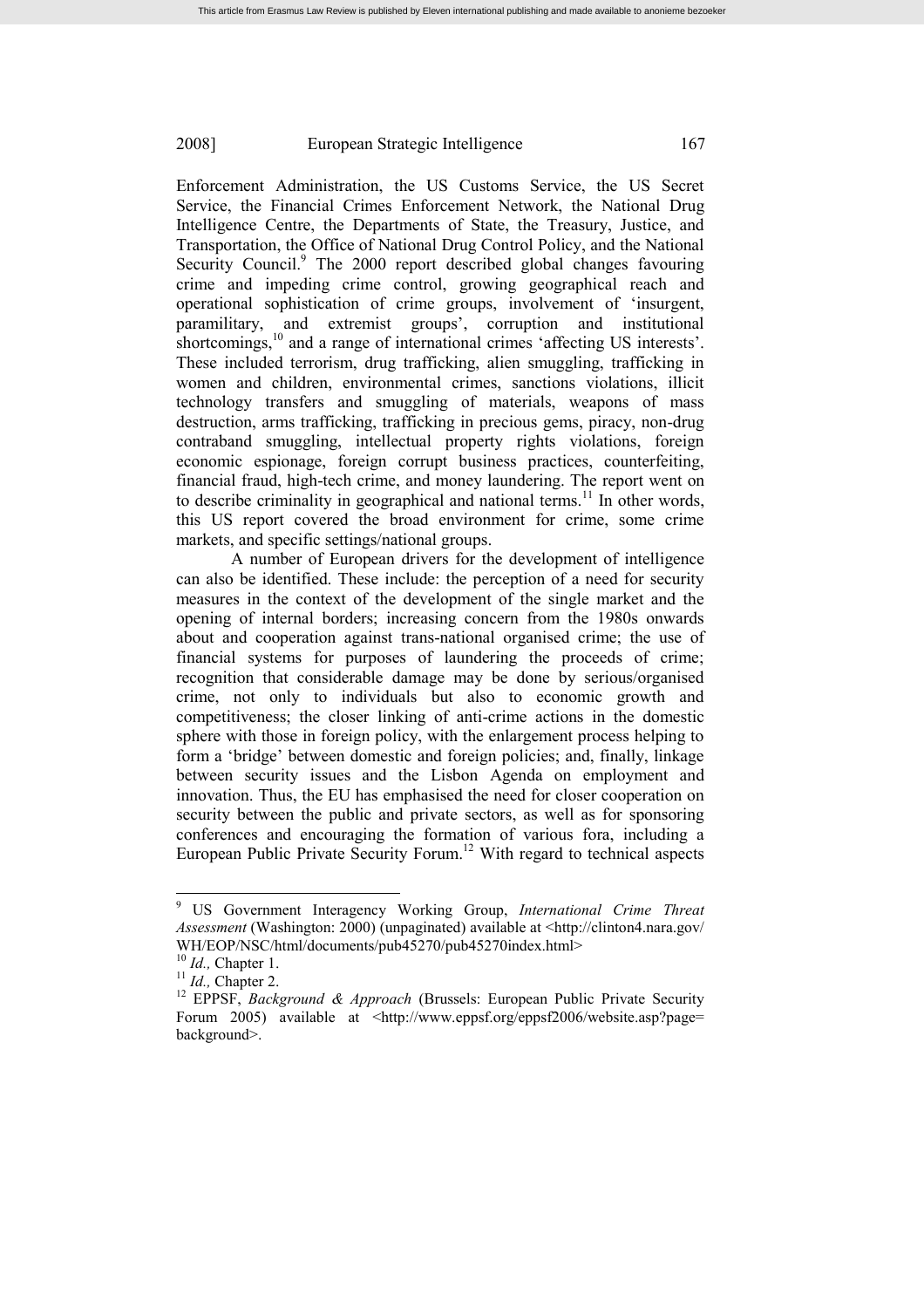Enforcement Administration, the US Customs Service, the US Secret Service, the Financial Crimes Enforcement Network, the National Drug Intelligence Centre, the Departments of State, the Treasury, Justice, and Transportation, the Office of National Drug Control Policy, and the National Security Council.[9] The 2000 report described global changes favouring crime and impeding crime control, growing geographical reach and operational sophistication of crime groups, involvement of 'insurgent, paramilitary, and extremist groups', corruption and institutional shortcomings,[10] and a range of international crimes 'affecting US interests'. These included terrorism, drug trafficking, alien smuggling, trafficking in women and children, environmental crimes, sanctions violations, illicit technology transfers and smuggling of materials, weapons of mass destruction, arms trafficking, trafficking in precious gems, piracy, non-drug contraband smuggling, intellectual property rights violations, foreign economic espionage, foreign corrupt business practices, counterfeiting, financial fraud, high-tech crime, and money laundering. The report went on to describe criminality in geographical and national terms.[11] In other words, this US report covered the broad environment for crime, some crime markets, and specific settings/national groups.

A number of European drivers for the development of intelligence can also be identified. These include: the perception of a need for security measures in the context of the development of the single market and the opening of internal borders; increasing concern from the 1980s onwards about and cooperation against trans-national organised crime; the use of financial systems for purposes of laundering the proceeds of crime; recognition that considerable damage may be done by serious/organised crime, not only to individuals but also to economic growth and competitiveness; the closer linking of anti-crime actions in the domestic sphere with those in foreign policy, with the enlargement process helping to form a 'bridge' between domestic and foreign policies; and, finally, linkage between security issues and the Lisbon Agenda on employment and innovation. Thus, the EU has emphasised the need for closer cooperation on security between the public and private sectors, as well as for sponsoring conferences and encouraging the formation of various fora, including a European Public Private Security Forum.[12] With regard to technical aspects

---

[9] US Government Interagency Working Group, *International Crime Threat Assessment* (Washington: 2000) (unpaginated) available at <http://clinton4.nara.gov/WH/EOP/NSC/html/documents/pub45270/pub45270index.html>

[10] *Id.,* Chapter 1.

[11] *Id.,* Chapter 2.

[12] EPPSF, *Background & Approach* (Brussels: European Public Private Security Forum 2005) available at <http://www.eppsf.org/eppsf2006/website.asp?page=background>.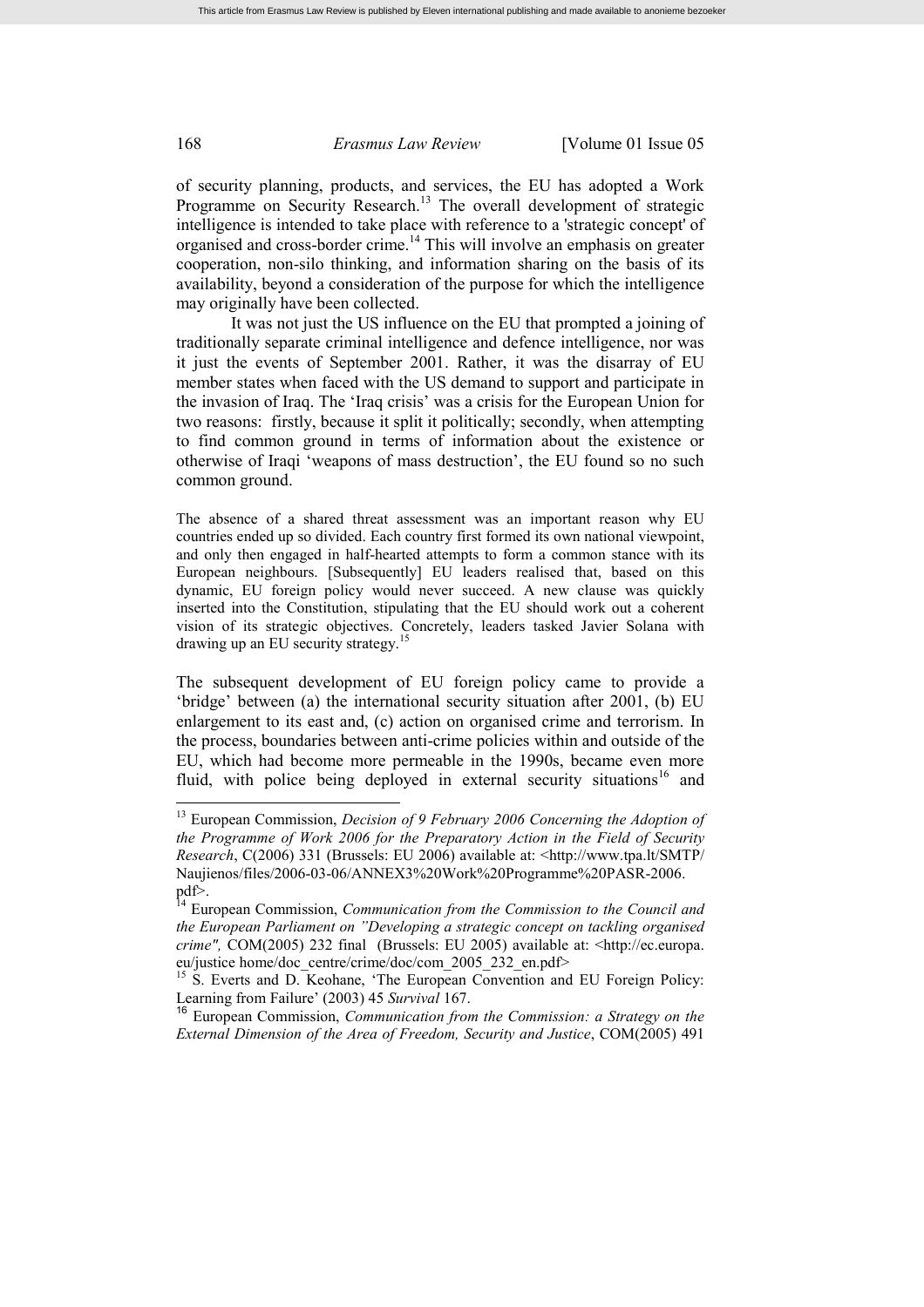of security planning, products, and services, the EU has adopted a Work Programme on Security Research.[13] The overall development of strategic intelligence is intended to take place with reference to a 'strategic concept' of organised and cross-border crime.[14] This will involve an emphasis on greater cooperation, non-silo thinking, and information sharing on the basis of its availability, beyond a consideration of the purpose for which the intelligence may originally have been collected.

It was not just the US influence on the EU that prompted a joining of traditionally separate criminal intelligence and defence intelligence, nor was it just the events of September 2001. Rather, it was the disarray of EU member states when faced with the US demand to support and participate in the invasion of Iraq. The 'Iraq crisis' was a crisis for the European Union for two reasons: firstly, because it split it politically; secondly, when attempting to find common ground in terms of information about the existence or otherwise of Iraqi 'weapons of mass destruction', the EU found so no such common ground.

> The absence of a shared threat assessment was an important reason why EU countries ended up so divided. Each country first formed its own national viewpoint, and only then engaged in half-hearted attempts to form a common stance with its European neighbours. [Subsequently] EU leaders realised that, based on this dynamic, EU foreign policy would never succeed. A new clause was quickly inserted into the Constitution, stipulating that the EU should work out a coherent vision of its strategic objectives. Concretely, leaders tasked Javier Solana with drawing up an EU security strategy.[15]

The subsequent development of EU foreign policy came to provide a 'bridge' between (a) the international security situation after 2001, (b) EU enlargement to its east and, (c) action on organised crime and terrorism. In the process, boundaries between anti-crime policies within and outside of the EU, which had become more permeable in the 1990s, became even more fluid, with police being deployed in external security situations[16] and

---

[13] European Commission, *Decision of 9 February 2006 Concerning the Adoption of the Programme of Work 2006 for the Preparatory Action in the Field of Security Research*, C(2006) 331 (Brussels: EU 2006) available at: <http://www.tpa.lt/SMTP/Naujienos/files/2006-03-06/ANNEX3%20Work%20Programme%20PASR-2006.pdf>.

[14] European Commission, *Communication from the Commission to the Council and the European Parliament on "Developing a strategic concept on tackling organised crime",* COM(2005) 232 final (Brussels: EU 2005) available at: <http://ec.europa.eu/justice home/doc_centre/crime/doc/com_2005_232_en.pdf>

[15] S. Everts and D. Keohane, 'The European Convention and EU Foreign Policy: Learning from Failure' (2003) 45 *Survival* 167.

[16] European Commission, *Communication from the Commission: a Strategy on the External Dimension of the Area of Freedom, Security and Justice*, COM(2005) 491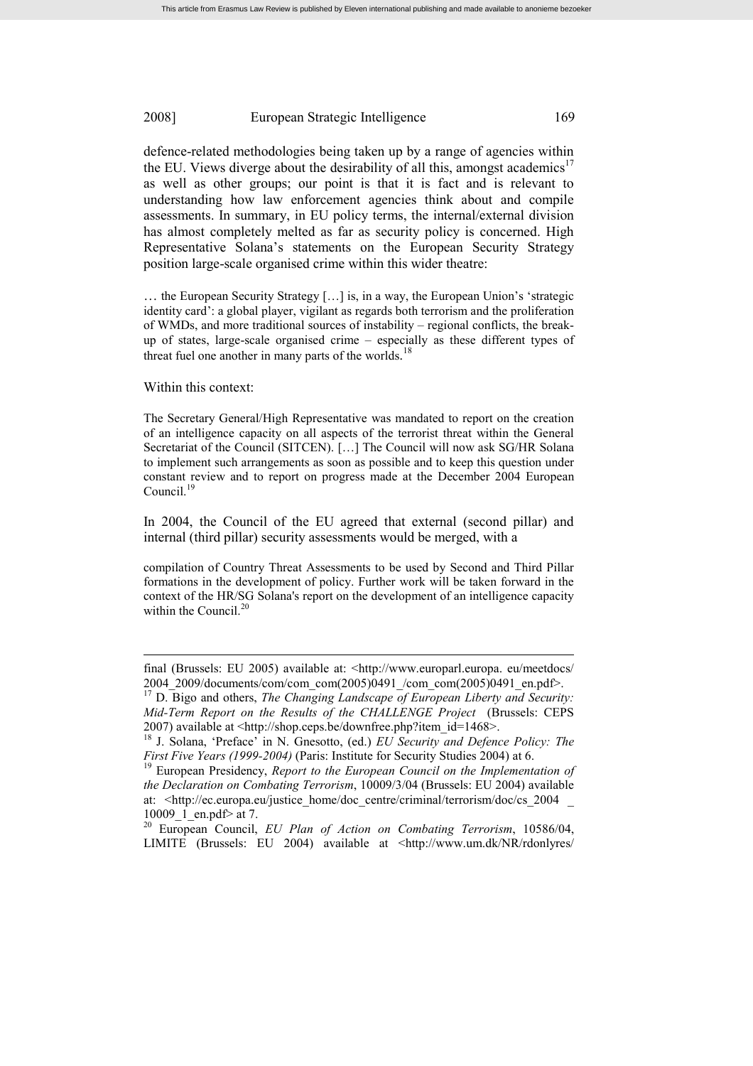defence-related methodologies being taken up by a range of agencies within the EU. Views diverge about the desirability of all this, amongst academics[17] as well as other groups; our point is that it is fact and is relevant to understanding how law enforcement agencies think about and compile assessments. In summary, in EU policy terms, the internal/external division has almost completely melted as far as security policy is concerned. High Representative Solana's statements on the European Security Strategy position large-scale organised crime within this wider theatre:

> … the European Security Strategy […] is, in a way, the European Union's 'strategic identity card': a global player, vigilant as regards both terrorism and the proliferation of WMDs, and more traditional sources of instability – regional conflicts, the break-up of states, large-scale organised crime – especially as these different types of threat fuel one another in many parts of the worlds.[18]

Within this context:

> The Secretary General/High Representative was mandated to report on the creation of an intelligence capacity on all aspects of the terrorist threat within the General Secretariat of the Council (SITCEN). […] The Council will now ask SG/HR Solana to implement such arrangements as soon as possible and to keep this question under constant review and to report on progress made at the December 2004 European Council.[19]

In 2004, the Council of the EU agreed that external (second pillar) and internal (third pillar) security assessments would be merged, with a

> compilation of Country Threat Assessments to be used by Second and Third Pillar formations in the development of policy. Further work will be taken forward in the context of the HR/SG Solana's report on the development of an intelligence capacity within the Council.[20]

---

final (Brussels: EU 2005) available at: <http://www.europarl.europa. eu/meetdocs/ 2004_2009/documents/com/com_com(2005)0491_/com_com(2005)0491_en.pdf>.

[17] D. Bigo and others, *The Changing Landscape of European Liberty and Security: Mid-Term Report on the Results of the CHALLENGE Project* (Brussels: CEPS 2007) available at <http://shop.ceps.be/downfree.php?item_id=1468>.

[18] J. Solana, 'Preface' in N. Gnesotto, (ed.) *EU Security and Defence Policy: The First Five Years (1999-2004)* (Paris: Institute for Security Studies 2004) at 6.

[19] European Presidency, *Report to the European Council on the Implementation of the Declaration on Combating Terrorism*, 10009/3/04 (Brussels: EU 2004) available at: <http://ec.europa.eu/justice_home/doc_centre/criminal/terrorism/doc/cs_2004 _ 10009_1_en.pdf> at 7.

[20] European Council, *EU Plan of Action on Combating Terrorism*, 10586/04, LIMITE (Brussels: EU 2004) available at <http://www.um.dk/NR/rdonlyres/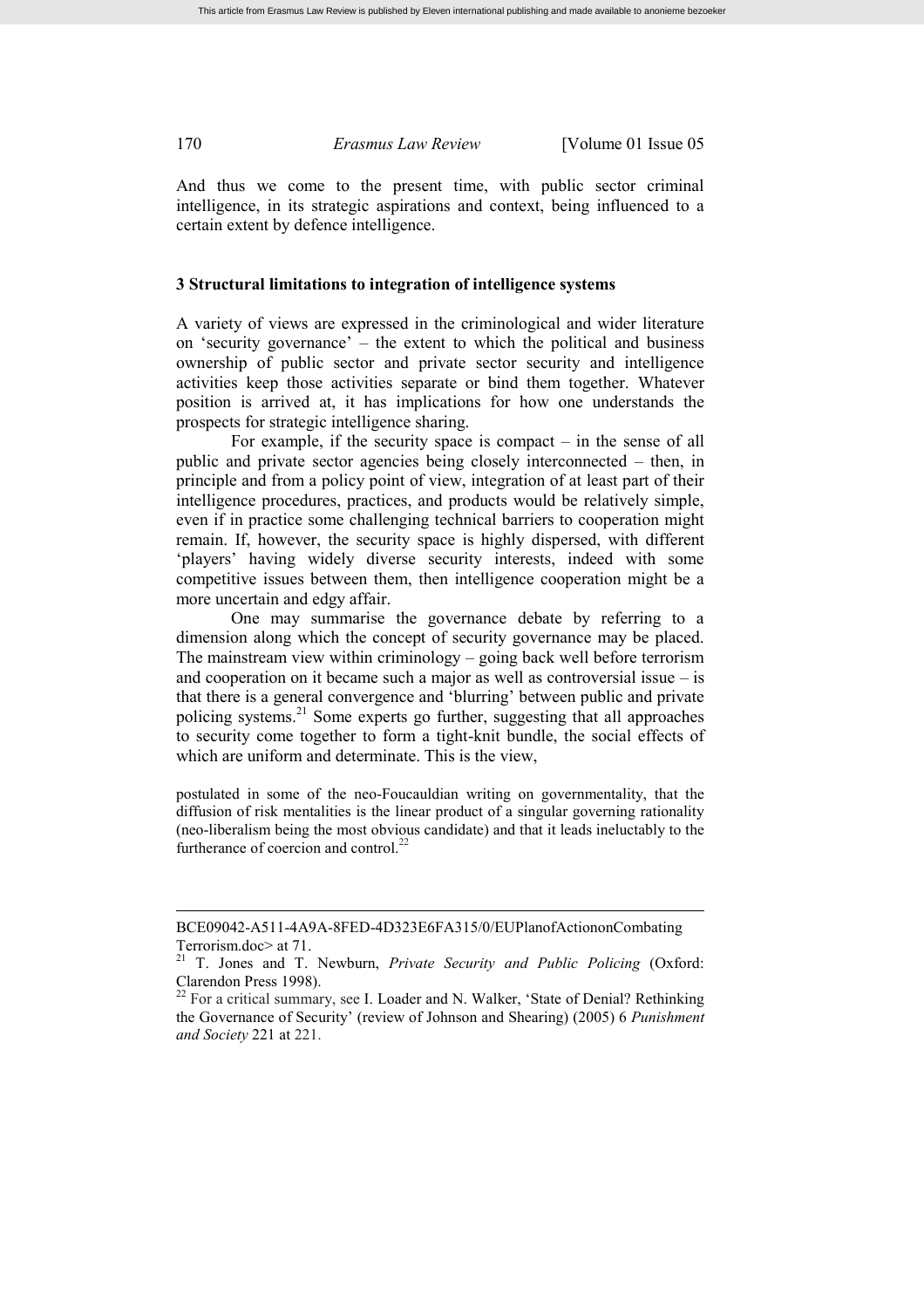And thus we come to the present time, with public sector criminal intelligence, in its strategic aspirations and context, being influenced to a certain extent by defence intelligence.

### 3 Structural limitations to integration of intelligence systems

A variety of views are expressed in the criminological and wider literature on 'security governance' – the extent to which the political and business ownership of public sector and private sector security and intelligence activities keep those activities separate or bind them together. Whatever position is arrived at, it has implications for how one understands the prospects for strategic intelligence sharing.

For example, if the security space is compact – in the sense of all public and private sector agencies being closely interconnected – then, in principle and from a policy point of view, integration of at least part of their intelligence procedures, practices, and products would be relatively simple, even if in practice some challenging technical barriers to cooperation might remain. If, however, the security space is highly dispersed, with different 'players' having widely diverse security interests, indeed with some competitive issues between them, then intelligence cooperation might be a more uncertain and edgy affair.

One may summarise the governance debate by referring to a dimension along which the concept of security governance may be placed. The mainstream view within criminology – going back well before terrorism and cooperation on it became such a major as well as controversial issue – is that there is a general convergence and 'blurring' between public and private policing systems.[21] Some experts go further, suggesting that all approaches to security come together to form a tight-knit bundle, the social effects of which are uniform and determinate. This is the view,

> postulated in some of the neo-Foucauldian writing on governmentality, that the diffusion of risk mentalities is the linear product of a singular governing rationality (neo-liberalism being the most obvious candidate) and that it leads ineluctably to the furtherance of coercion and control.[22]

---

BCE09042-A511-4A9A-8FED-4D323E6FA315/0/EUPlanofActiononCombating Terrorism.doc> at 71.

[21] T. Jones and T. Newburn, *Private Security and Public Policing* (Oxford: Clarendon Press 1998).

[22] For a critical summary, see I. Loader and N. Walker, 'State of Denial? Rethinking the Governance of Security' (review of Johnson and Shearing) (2005) 6 *Punishment and Society* 221 at 221.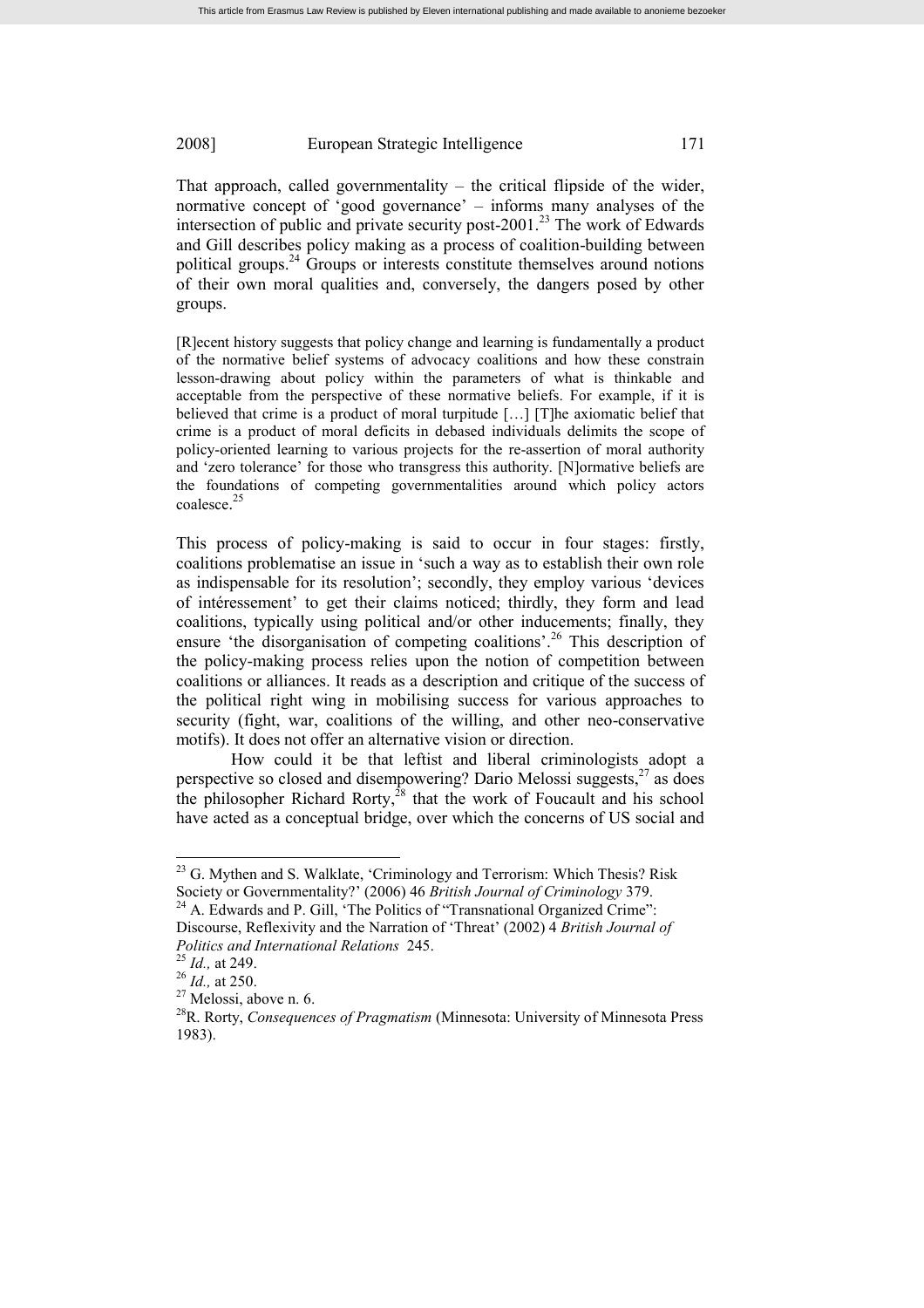That approach, called governmentality – the critical flipside of the wider, normative concept of 'good governance' – informs many analyses of the intersection of public and private security post-2001.[23] The work of Edwards and Gill describes policy making as a process of coalition-building between political groups.[24] Groups or interests constitute themselves around notions of their own moral qualities and, conversely, the dangers posed by other groups.

> [R]ecent history suggests that policy change and learning is fundamentally a product of the normative belief systems of advocacy coalitions and how these constrain lesson-drawing about policy within the parameters of what is thinkable and acceptable from the perspective of these normative beliefs. For example, if it is believed that crime is a product of moral turpitude […] [T]he axiomatic belief that crime is a product of moral deficits in debased individuals delimits the scope of policy-oriented learning to various projects for the re-assertion of moral authority and 'zero tolerance' for those who transgress this authority. [N]ormative beliefs are the foundations of competing governmentalities around which policy actors coalesce.[25]

This process of policy-making is said to occur in four stages: firstly, coalitions problematise an issue in 'such a way as to establish their own role as indispensable for its resolution'; secondly, they employ various 'devices of intéressement' to get their claims noticed; thirdly, they form and lead coalitions, typically using political and/or other inducements; finally, they ensure 'the disorganisation of competing coalitions'.[26] This description of the policy-making process relies upon the notion of competition between coalitions or alliances. It reads as a description and critique of the success of the political right wing in mobilising success for various approaches to security (fight, war, coalitions of the willing, and other neo-conservative motifs). It does not offer an alternative vision or direction.

How could it be that leftist and liberal criminologists adopt a perspective so closed and disempowering? Dario Melossi suggests,[27] as does the philosopher Richard Rorty,[28] that the work of Foucault and his school have acted as a conceptual bridge, over which the concerns of US social and

---

[23] G. Mythen and S. Walklate, 'Criminology and Terrorism: Which Thesis? Risk Society or Governmentality?' (2006) 46 *British Journal of Criminology* 379.

[24] A. Edwards and P. Gill, 'The Politics of "Transnational Organized Crime": Discourse, Reflexivity and the Narration of 'Threat' (2002) 4 *British Journal of Politics and International Relations* 245.

[25] *Id.,* at 249.

[26] *Id.,* at 250.

[27] Melossi, above n. 6.

[28] R. Rorty, *Consequences of Pragmatism* (Minnesota: University of Minnesota Press 1983).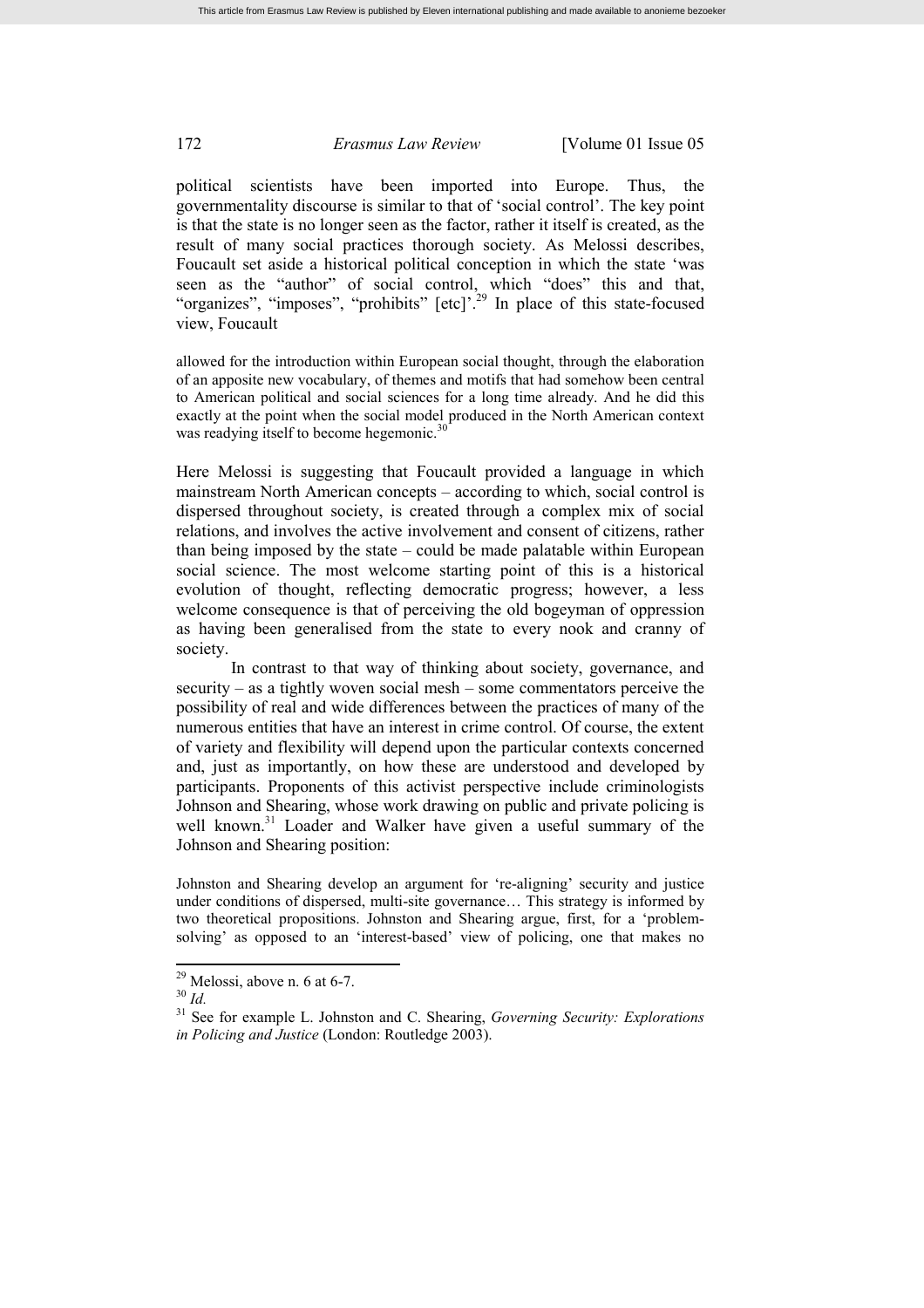political scientists have been imported into Europe. Thus, the governmentality discourse is similar to that of 'social control'. The key point is that the state is no longer seen as the factor, rather it itself is created, as the result of many social practices thorough society. As Melossi describes, Foucault set aside a historical political conception in which the state 'was seen as the "author" of social control, which "does" this and that, "organizes", "imposes", "prohibits" [etc]'.[29] In place of this state-focused view, Foucault

> allowed for the introduction within European social thought, through the elaboration of an apposite new vocabulary, of themes and motifs that had somehow been central to American political and social sciences for a long time already. And he did this exactly at the point when the social model produced in the North American context was readying itself to become hegemonic.[30]

Here Melossi is suggesting that Foucault provided a language in which mainstream North American concepts – according to which, social control is dispersed throughout society, is created through a complex mix of social relations, and involves the active involvement and consent of citizens, rather than being imposed by the state – could be made palatable within European social science. The most welcome starting point of this is a historical evolution of thought, reflecting democratic progress; however, a less welcome consequence is that of perceiving the old bogeyman of oppression as having been generalised from the state to every nook and cranny of society.

In contrast to that way of thinking about society, governance, and security – as a tightly woven social mesh – some commentators perceive the possibility of real and wide differences between the practices of many of the numerous entities that have an interest in crime control. Of course, the extent of variety and flexibility will depend upon the particular contexts concerned and, just as importantly, on how these are understood and developed by participants. Proponents of this activist perspective include criminologists Johnson and Shearing, whose work drawing on public and private policing is well known.[31] Loader and Walker have given a useful summary of the Johnson and Shearing position:

> Johnston and Shearing develop an argument for 're-aligning' security and justice under conditions of dispersed, multi-site governance… This strategy is informed by two theoretical propositions. Johnston and Shearing argue, first, for a 'problem-solving' as opposed to an 'interest-based' view of policing, one that makes no

---

[29] Melossi, above n. 6 at 6-7.

[30] *Id.*

[31] See for example L. Johnston and C. Shearing, *Governing Security: Explorations in Policing and Justice* (London: Routledge 2003).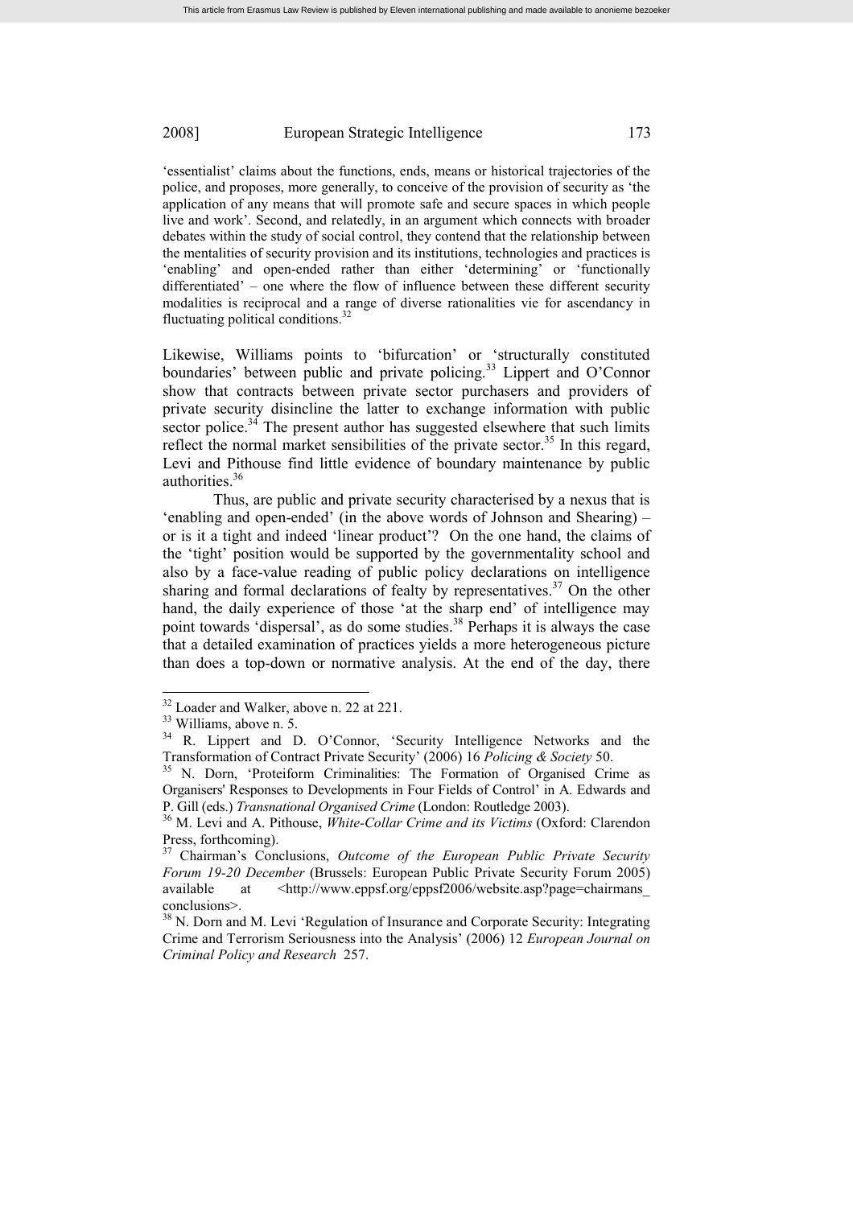'essentialist' claims about the functions, ends, means or historical trajectories of the police, and proposes, more generally, to conceive of the provision of security as 'the application of any means that will promote safe and secure spaces in which people live and work'. Second, and relatedly, in an argument which connects with broader debates within the study of social control, they contend that the relationship between the mentalities of security provision and its institutions, technologies and practices is 'enabling' and open-ended rather than either 'determining' or 'functionally differentiated' – one where the flow of influence between these different security modalities is reciprocal and a range of diverse rationalities vie for ascendancy in fluctuating political conditions.[32]

Likewise, Williams points to 'bifurcation' or 'structurally constituted boundaries' between public and private policing.[33] Lippert and O'Connor show that contracts between private sector purchasers and providers of private security disincline the latter to exchange information with public sector police.[34] The present author has suggested elsewhere that such limits reflect the normal market sensibilities of the private sector.[35] In this regard, Levi and Pithouse find little evidence of boundary maintenance by public authorities.[36]

Thus, are public and private security characterised by a nexus that is 'enabling and open-ended' (in the above words of Johnson and Shearing) – or is it a tight and indeed 'linear product'? On the one hand, the claims of the 'tight' position would be supported by the governmentality school and also by a face-value reading of public policy declarations on intelligence sharing and formal declarations of fealty by representatives.[37] On the other hand, the daily experience of those 'at the sharp end' of intelligence may point towards 'dispersal', as do some studies.[38] Perhaps it is always the case that a detailed examination of practices yields a more heterogeneous picture than does a top-down or normative analysis. At the end of the day, there

---

[32] Loader and Walker, above n. 22 at 221.

[33] Williams, above n. 5.

[34] R. Lippert and D. O'Connor, 'Security Intelligence Networks and the Transformation of Contract Private Security' (2006) 16 *Policing & Society* 50.

[35] N. Dorn, 'Proteiform Criminalities: The Formation of Organised Crime as Organisers' Responses to Developments in Four Fields of Control' in A. Edwards and P. Gill (eds.) *Transnational Organised Crime* (London: Routledge 2003).

[36] M. Levi and A. Pithouse, *White-Collar Crime and its Victims* (Oxford: Clarendon Press, forthcoming).

[37] Chairman's Conclusions, *Outcome of the European Public Private Security Forum 19-20 December* (Brussels: European Public Private Security Forum 2005) available at <http://www.eppsf.org/eppsf2006/website.asp?page=chairmans_conclusions>.

[38] N. Dorn and M. Levi 'Regulation of Insurance and Corporate Security: Integrating Crime and Terrorism Seriousness into the Analysis' (2006) 12 *European Journal on Criminal Policy and Research* 257.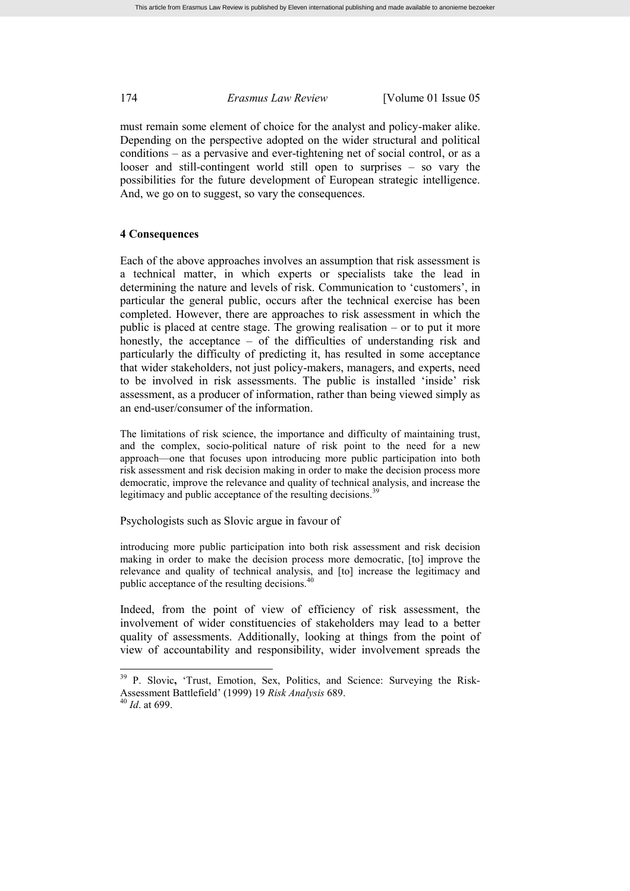must remain some element of choice for the analyst and policy-maker alike. Depending on the perspective adopted on the wider structural and political conditions – as a pervasive and ever-tightening net of social control, or as a looser and still-contingent world still open to surprises – so vary the possibilities for the future development of European strategic intelligence. And, we go on to suggest, so vary the consequences.

## 4 Consequences

Each of the above approaches involves an assumption that risk assessment is a technical matter, in which experts or specialists take the lead in determining the nature and levels of risk. Communication to 'customers', in particular the general public, occurs after the technical exercise has been completed. However, there are approaches to risk assessment in which the public is placed at centre stage. The growing realisation – or to put it more honestly, the acceptance – of the difficulties of understanding risk and particularly the difficulty of predicting it, has resulted in some acceptance that wider stakeholders, not just policy-makers, managers, and experts, need to be involved in risk assessments. The public is installed 'inside' risk assessment, as a producer of information, rather than being viewed simply as an end-user/consumer of the information.

> The limitations of risk science, the importance and difficulty of maintaining trust, and the complex, socio-political nature of risk point to the need for a new approach—one that focuses upon introducing more public participation into both risk assessment and risk decision making in order to make the decision process more democratic, improve the relevance and quality of technical analysis, and increase the legitimacy and public acceptance of the resulting decisions.[39]

Psychologists such as Slovic argue in favour of

> introducing more public participation into both risk assessment and risk decision making in order to make the decision process more democratic, [to] improve the relevance and quality of technical analysis, and [to] increase the legitimacy and public acceptance of the resulting decisions.[40]

Indeed, from the point of view of efficiency of risk assessment, the involvement of wider constituencies of stakeholders may lead to a better quality of assessments. Additionally, looking at things from the point of view of accountability and responsibility, wider involvement spreads the

---

[39] P. Slovic**,** 'Trust, Emotion, Sex, Politics, and Science: Surveying the Risk-Assessment Battlefield' (1999) 19 *Risk Analysis* 689.

[40] *Id*. at 699.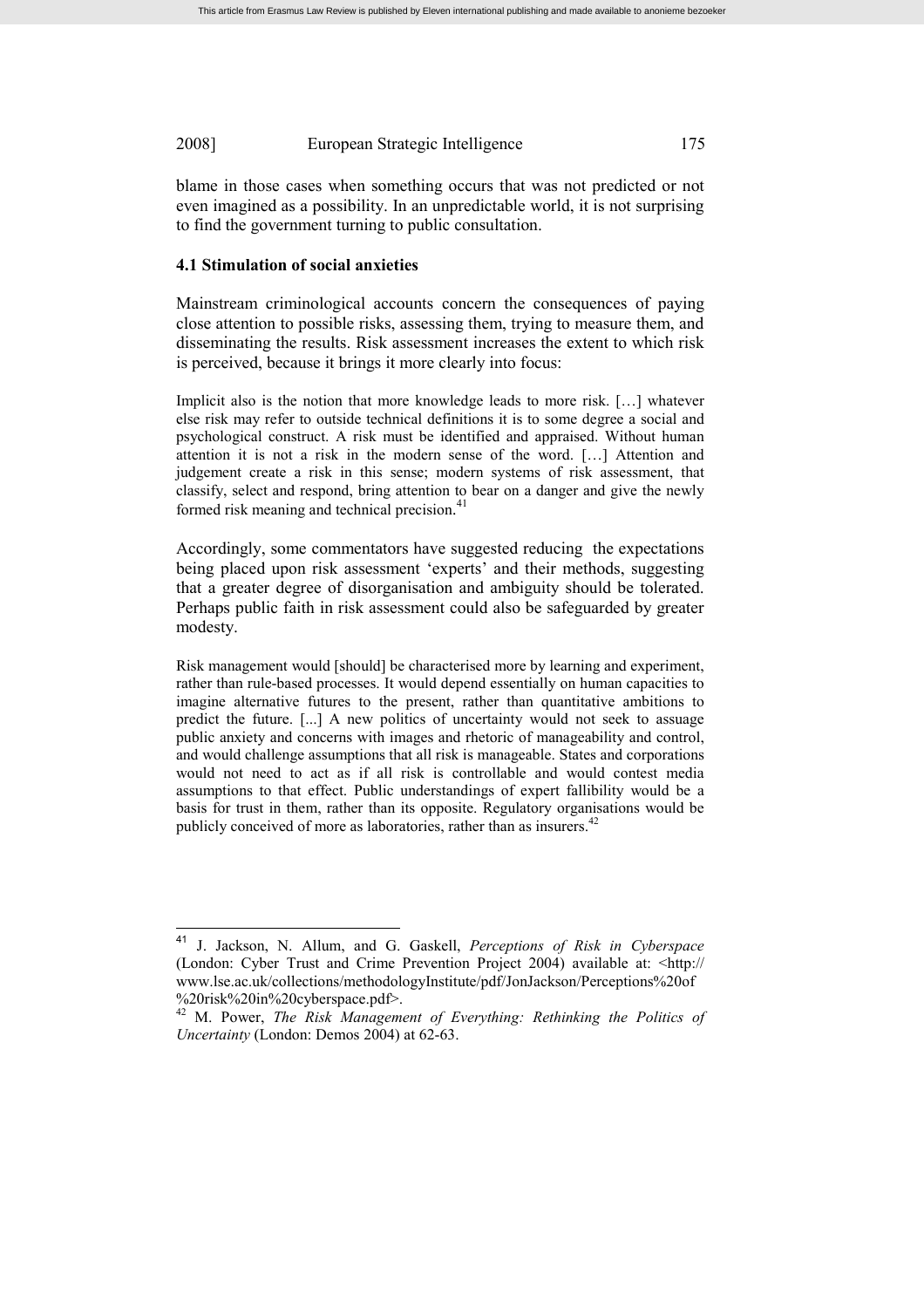blame in those cases when something occurs that was not predicted or not even imagined as a possibility. In an unpredictable world, it is not surprising to find the government turning to public consultation.

### 4.1 Stimulation of social anxieties

Mainstream criminological accounts concern the consequences of paying close attention to possible risks, assessing them, trying to measure them, and disseminating the results. Risk assessment increases the extent to which risk is perceived, because it brings it more clearly into focus:

> Implicit also is the notion that more knowledge leads to more risk. […] whatever else risk may refer to outside technical definitions it is to some degree a social and psychological construct. A risk must be identified and appraised. Without human attention it is not a risk in the modern sense of the word. […] Attention and judgement create a risk in this sense; modern systems of risk assessment, that classify, select and respond, bring attention to bear on a danger and give the newly formed risk meaning and technical precision.[41]

Accordingly, some commentators have suggested reducing the expectations being placed upon risk assessment 'experts' and their methods, suggesting that a greater degree of disorganisation and ambiguity should be tolerated. Perhaps public faith in risk assessment could also be safeguarded by greater modesty.

> Risk management would [should] be characterised more by learning and experiment, rather than rule-based processes. It would depend essentially on human capacities to imagine alternative futures to the present, rather than quantitative ambitions to predict the future. [...] A new politics of uncertainty would not seek to assuage public anxiety and concerns with images and rhetoric of manageability and control, and would challenge assumptions that all risk is manageable. States and corporations would not need to act as if all risk is controllable and would contest media assumptions to that effect. Public understandings of expert fallibility would be a basis for trust in them, rather than its opposite. Regulatory organisations would be publicly conceived of more as laboratories, rather than as insurers.[42]

---

[41] J. Jackson, N. Allum, and G. Gaskell, *Perceptions of Risk in Cyberspace* (London: Cyber Trust and Crime Prevention Project 2004) available at: <http://www.lse.ac.uk/collections/methodologyInstitute/pdf/JonJackson/Perceptions%20of%20risk%20in%20cyberspace.pdf>.

[42] M. Power, *The Risk Management of Everything: Rethinking the Politics of Uncertainty* (London: Demos 2004) at 62-63.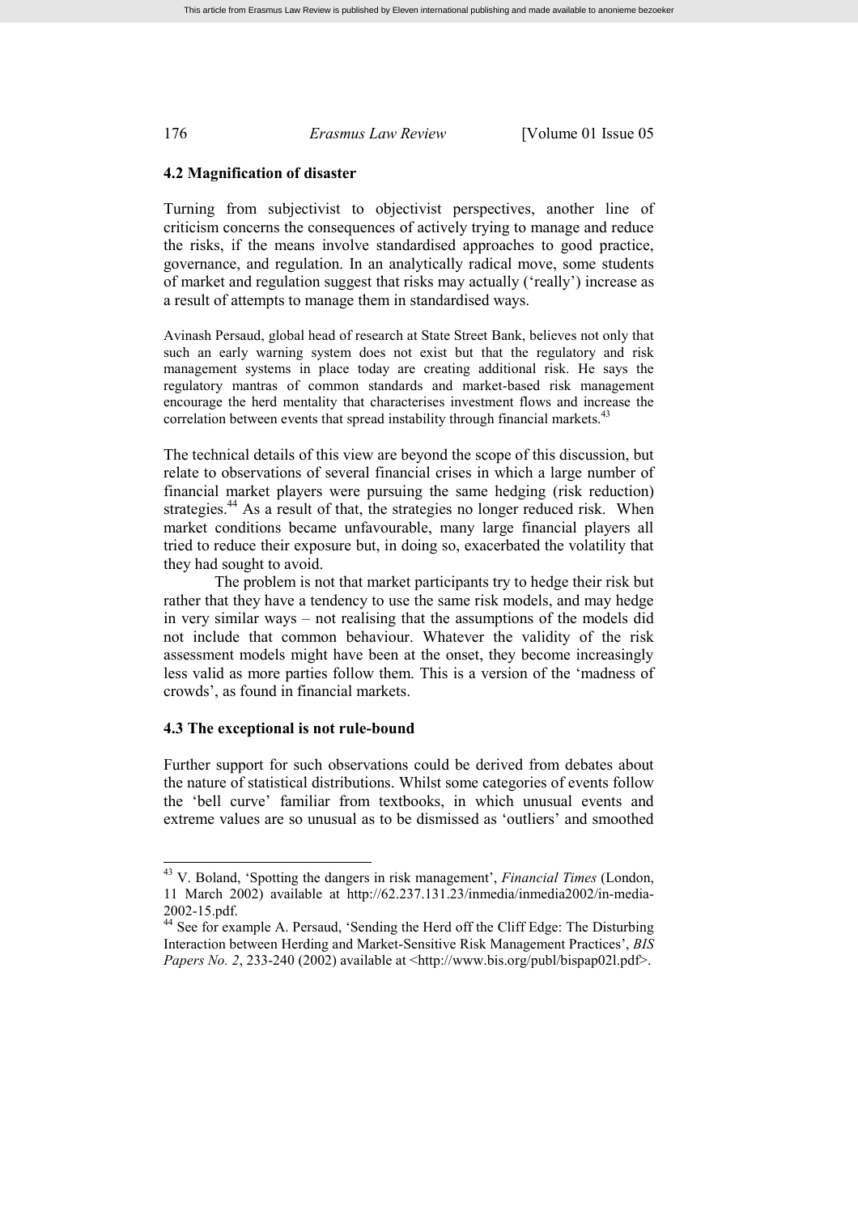### 4.2 Magnification of disaster

Turning from subjectivist to objectivist perspectives, another line of criticism concerns the consequences of actively trying to manage and reduce the risks, if the means involve standardised approaches to good practice, governance, and regulation. In an analytically radical move, some students of market and regulation suggest that risks may actually ('really') increase as a result of attempts to manage them in standardised ways.

> Avinash Persaud, global head of research at State Street Bank, believes not only that such an early warning system does not exist but that the regulatory and risk management systems in place today are creating additional risk. He says the regulatory mantras of common standards and market-based risk management encourage the herd mentality that characterises investment flows and increase the correlation between events that spread instability through financial markets.[43]

The technical details of this view are beyond the scope of this discussion, but relate to observations of several financial crises in which a large number of financial market players were pursuing the same hedging (risk reduction) strategies.[44] As a result of that, the strategies no longer reduced risk. When market conditions became unfavourable, many large financial players all tried to reduce their exposure but, in doing so, exacerbated the volatility that they had sought to avoid.

The problem is not that market participants try to hedge their risk but rather that they have a tendency to use the same risk models, and may hedge in very similar ways – not realising that the assumptions of the models did not include that common behaviour. Whatever the validity of the risk assessment models might have been at the onset, they become increasingly less valid as more parties follow them. This is a version of the 'madness of crowds', as found in financial markets.

### 4.3 The exceptional is not rule-bound

Further support for such observations could be derived from debates about the nature of statistical distributions. Whilst some categories of events follow the 'bell curve' familiar from textbooks, in which unusual events and extreme values are so unusual as to be dismissed as 'outliers' and smoothed

---

[43] V. Boland, 'Spotting the dangers in risk management', *Financial Times* (London, 11 March 2002) available at http://62.237.131.23/inmedia/inmedia2002/in-media-2002-15.pdf.

[44] See for example A. Persaud, 'Sending the Herd off the Cliff Edge: The Disturbing Interaction between Herding and Market-Sensitive Risk Management Practices', *BIS Papers No. 2*, 233-240 (2002) available at <http://www.bis.org/publ/bispap02l.pdf>.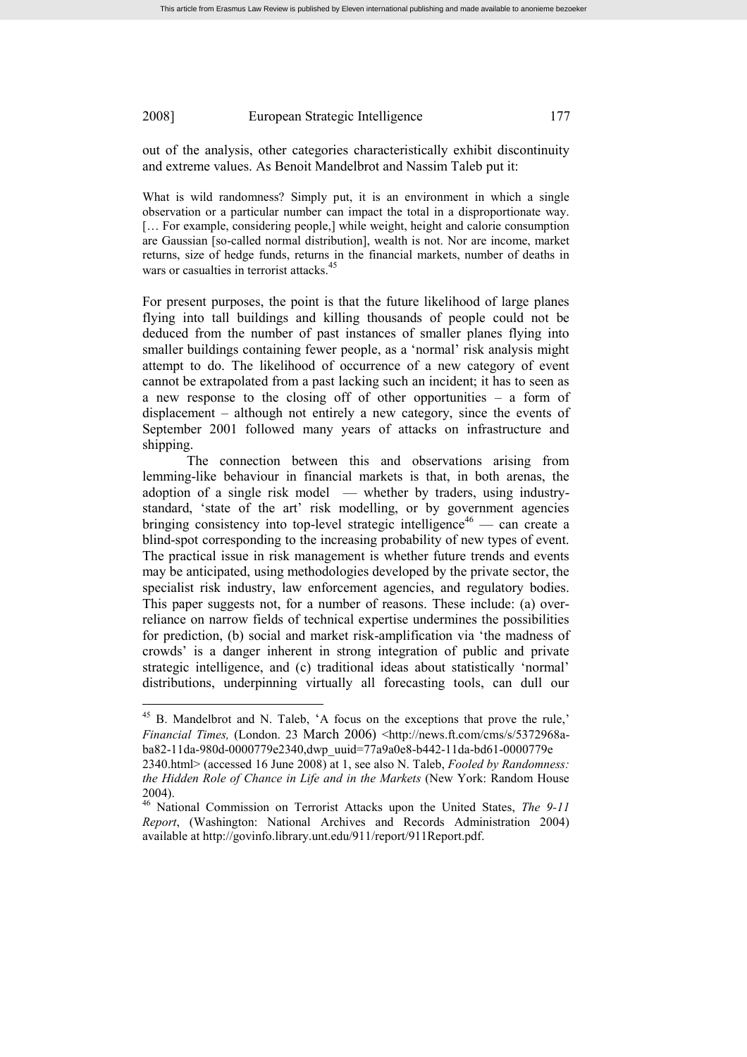out of the analysis, other categories characteristically exhibit discontinuity and extreme values. As Benoit Mandelbrot and Nassim Taleb put it:

> What is wild randomness? Simply put, it is an environment in which a single observation or a particular number can impact the total in a disproportionate way. [… For example, considering people,] while weight, height and calorie consumption are Gaussian [so-called normal distribution], wealth is not. Nor are income, market returns, size of hedge funds, returns in the financial markets, number of deaths in wars or casualties in terrorist attacks.[45]

For present purposes, the point is that the future likelihood of large planes flying into tall buildings and killing thousands of people could not be deduced from the number of past instances of smaller planes flying into smaller buildings containing fewer people, as a 'normal' risk analysis might attempt to do. The likelihood of occurrence of a new category of event cannot be extrapolated from a past lacking such an incident; it has to seen as a new response to the closing off of other opportunities – a form of displacement – although not entirely a new category, since the events of September 2001 followed many years of attacks on infrastructure and shipping.

The connection between this and observations arising from lemming-like behaviour in financial markets is that, in both arenas, the adoption of a single risk model — whether by traders, using industry-standard, 'state of the art' risk modelling, or by government agencies bringing consistency into top-level strategic intelligence[46] — can create a blind-spot corresponding to the increasing probability of new types of event. The practical issue in risk management is whether future trends and events may be anticipated, using methodologies developed by the private sector, the specialist risk industry, law enforcement agencies, and regulatory bodies. This paper suggests not, for a number of reasons. These include: (a) over-reliance on narrow fields of technical expertise undermines the possibilities for prediction, (b) social and market risk-amplification via 'the madness of crowds' is a danger inherent in strong integration of public and private strategic intelligence, and (c) traditional ideas about statistically 'normal' distributions, underpinning virtually all forecasting tools, can dull our

---

[45] B. Mandelbrot and N. Taleb, 'A focus on the exceptions that prove the rule,' *Financial Times,* (London. 23 March 2006) <http://news.ft.com/cms/s/5372968a-ba82-11da-980d-0000779e2340,dwp_uuid=77a9a0e8-b442-11da-bd61-0000779e2340.html> (accessed 16 June 2008) at 1, see also N. Taleb, *Fooled by Randomness: the Hidden Role of Chance in Life and in the Markets* (New York: Random House 2004).

[46] National Commission on Terrorist Attacks upon the United States, *The 9-11 Report*, (Washington: National Archives and Records Administration 2004) available at http://govinfo.library.unt.edu/911/report/911Report.pdf.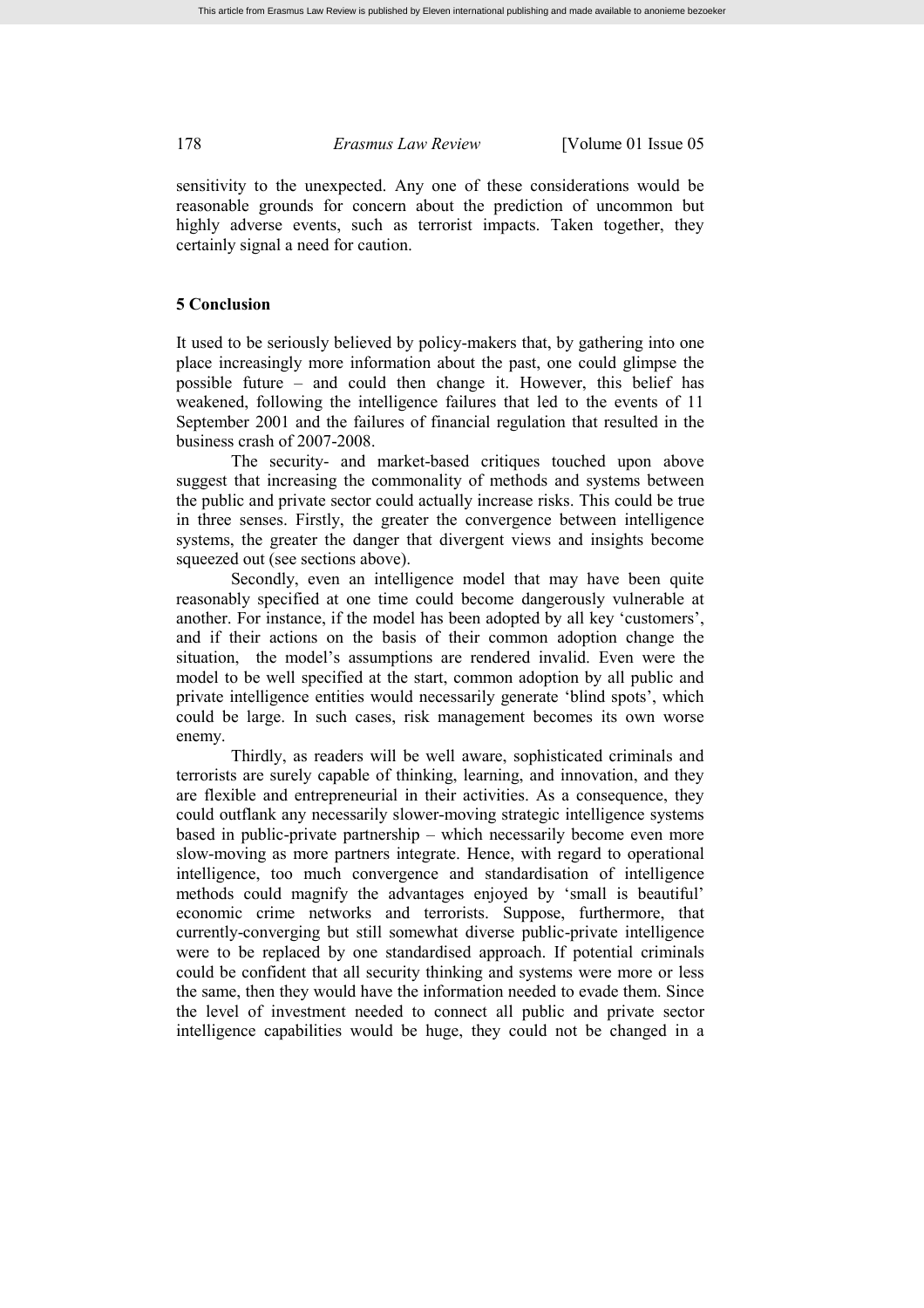sensitivity to the unexpected. Any one of these considerations would be reasonable grounds for concern about the prediction of uncommon but highly adverse events, such as terrorist impacts. Taken together, they certainly signal a need for caution.

## 5 Conclusion

It used to be seriously believed by policy-makers that, by gathering into one place increasingly more information about the past, one could glimpse the possible future – and could then change it. However, this belief has weakened, following the intelligence failures that led to the events of 11 September 2001 and the failures of financial regulation that resulted in the business crash of 2007-2008.

The security- and market-based critiques touched upon above suggest that increasing the commonality of methods and systems between the public and private sector could actually increase risks. This could be true in three senses. Firstly, the greater the convergence between intelligence systems, the greater the danger that divergent views and insights become squeezed out (see sections above).

Secondly, even an intelligence model that may have been quite reasonably specified at one time could become dangerously vulnerable at another. For instance, if the model has been adopted by all key 'customers', and if their actions on the basis of their common adoption change the situation, the model's assumptions are rendered invalid. Even were the model to be well specified at the start, common adoption by all public and private intelligence entities would necessarily generate 'blind spots', which could be large. In such cases, risk management becomes its own worse enemy.

Thirdly, as readers will be well aware, sophisticated criminals and terrorists are surely capable of thinking, learning, and innovation, and they are flexible and entrepreneurial in their activities. As a consequence, they could outflank any necessarily slower-moving strategic intelligence systems based in public-private partnership – which necessarily become even more slow-moving as more partners integrate. Hence, with regard to operational intelligence, too much convergence and standardisation of intelligence methods could magnify the advantages enjoyed by 'small is beautiful' economic crime networks and terrorists. Suppose, furthermore, that currently-converging but still somewhat diverse public-private intelligence were to be replaced by one standardised approach. If potential criminals could be confident that all security thinking and systems were more or less the same, then they would have the information needed to evade them. Since the level of investment needed to connect all public and private sector intelligence capabilities would be huge, they could not be changed in a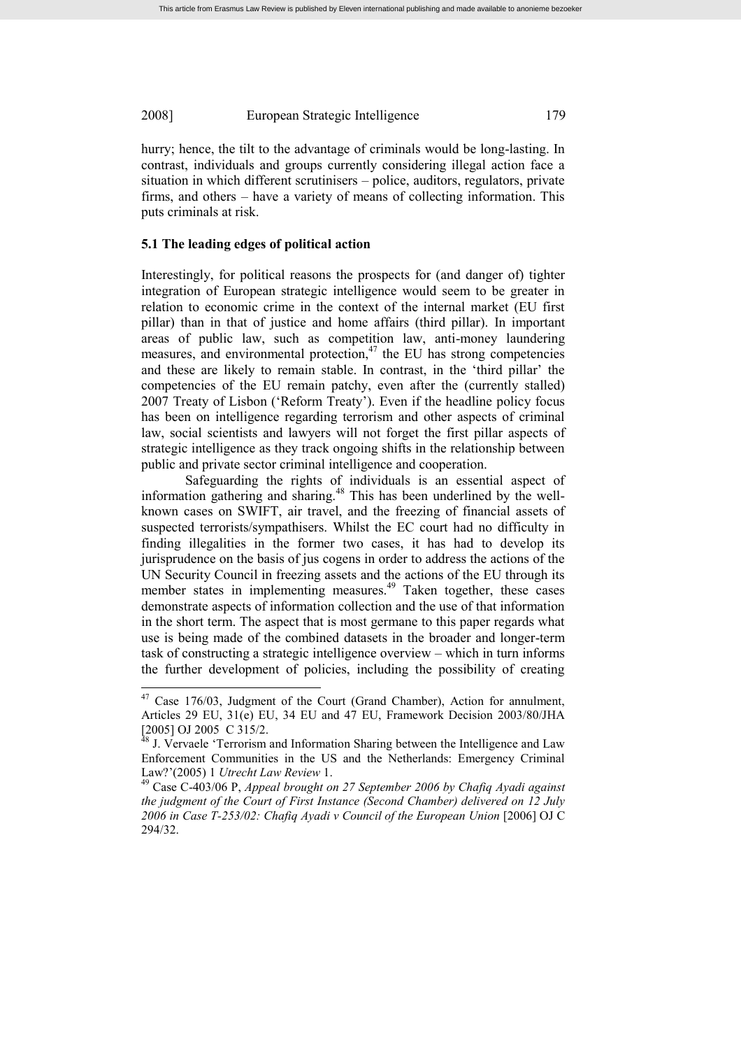hurry; hence, the tilt to the advantage of criminals would be long-lasting. In contrast, individuals and groups currently considering illegal action face a situation in which different scrutinisers – police, auditors, regulators, private firms, and others – have a variety of means of collecting information. This puts criminals at risk.

### 5.1 The leading edges of political action

Interestingly, for political reasons the prospects for (and danger of) tighter integration of European strategic intelligence would seem to be greater in relation to economic crime in the context of the internal market (EU first pillar) than in that of justice and home affairs (third pillar). In important areas of public law, such as competition law, anti-money laundering measures, and environmental protection,[47] the EU has strong competencies and these are likely to remain stable. In contrast, in the 'third pillar' the competencies of the EU remain patchy, even after the (currently stalled) 2007 Treaty of Lisbon ('Reform Treaty'). Even if the headline policy focus has been on intelligence regarding terrorism and other aspects of criminal law, social scientists and lawyers will not forget the first pillar aspects of strategic intelligence as they track ongoing shifts in the relationship between public and private sector criminal intelligence and cooperation.

Safeguarding the rights of individuals is an essential aspect of information gathering and sharing.[48] This has been underlined by the well-known cases on SWIFT, air travel, and the freezing of financial assets of suspected terrorists/sympathisers. Whilst the EC court had no difficulty in finding illegalities in the former two cases, it has had to develop its jurisprudence on the basis of jus cogens in order to address the actions of the UN Security Council in freezing assets and the actions of the EU through its member states in implementing measures.[49] Taken together, these cases demonstrate aspects of information collection and the use of that information in the short term. The aspect that is most germane to this paper regards what use is being made of the combined datasets in the broader and longer-term task of constructing a strategic intelligence overview – which in turn informs the further development of policies, including the possibility of creating

---

[47] Case 176/03, Judgment of the Court (Grand Chamber), Action for annulment, Articles 29 EU, 31(e) EU, 34 EU and 47 EU, Framework Decision 2003/80/JHA [2005] OJ 2005 C 315/2.

[48] J. Vervaele 'Terrorism and Information Sharing between the Intelligence and Law Enforcement Communities in the US and the Netherlands: Emergency Criminal Law?'(2005) 1 *Utrecht Law Review* 1.

[49] Case C-403/06 P, *Appeal brought on 27 September 2006 by Chafiq Ayadi against the judgment of the Court of First Instance (Second Chamber) delivered on 12 July 2006 in Case T-253/02: Chafiq Ayadi v Council of the European Union* [2006] OJ C 294/32.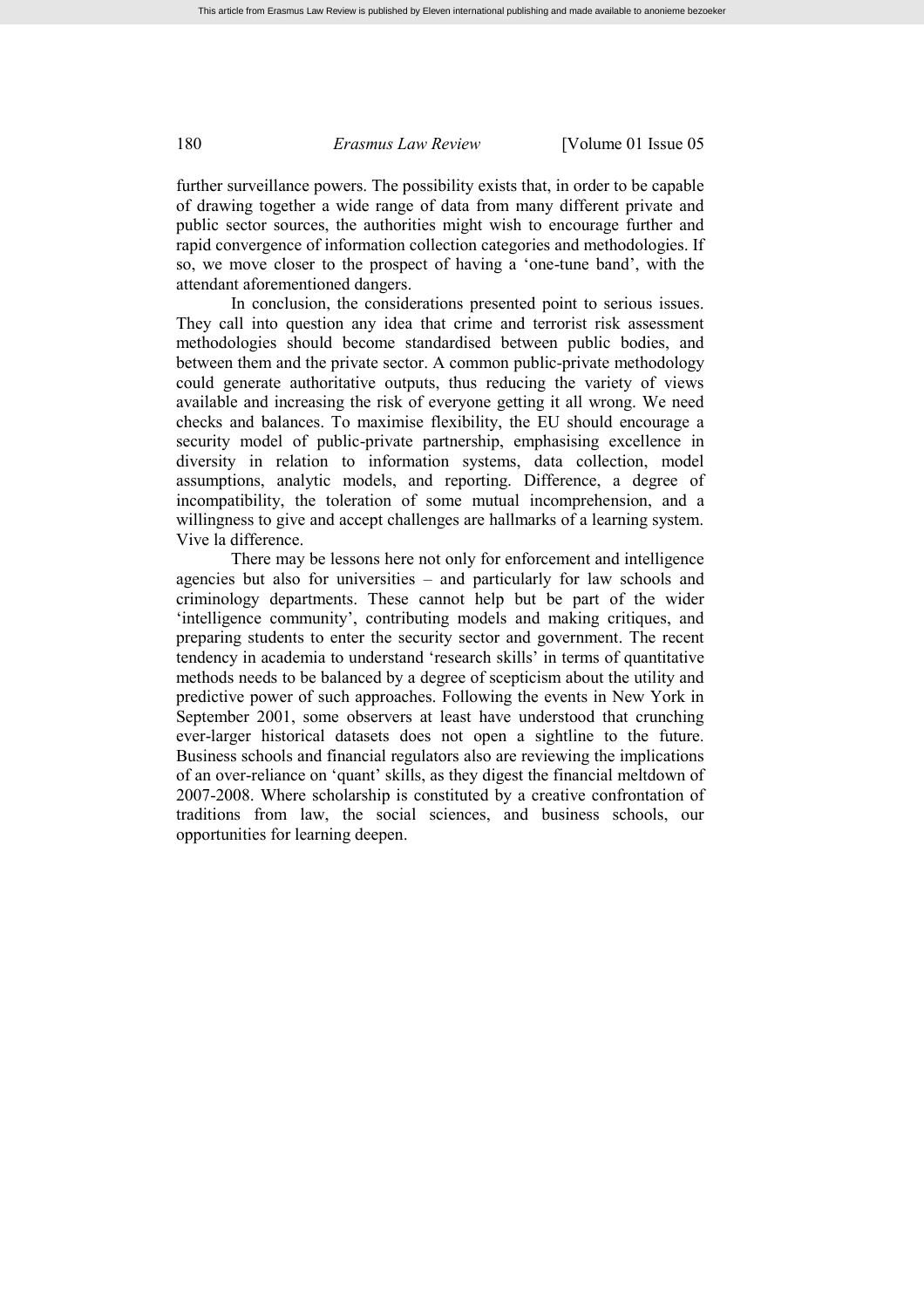further surveillance powers. The possibility exists that, in order to be capable of drawing together a wide range of data from many different private and public sector sources, the authorities might wish to encourage further and rapid convergence of information collection categories and methodologies. If so, we move closer to the prospect of having a 'one-tune band', with the attendant aforementioned dangers.

In conclusion, the considerations presented point to serious issues. They call into question any idea that crime and terrorist risk assessment methodologies should become standardised between public bodies, and between them and the private sector. A common public-private methodology could generate authoritative outputs, thus reducing the variety of views available and increasing the risk of everyone getting it all wrong. We need checks and balances. To maximise flexibility, the EU should encourage a security model of public-private partnership, emphasising excellence in diversity in relation to information systems, data collection, model assumptions, analytic models, and reporting. Difference, a degree of incompatibility, the toleration of some mutual incomprehension, and a willingness to give and accept challenges are hallmarks of a learning system. Vive la difference.

There may be lessons here not only for enforcement and intelligence agencies but also for universities – and particularly for law schools and criminology departments. These cannot help but be part of the wider 'intelligence community', contributing models and making critiques, and preparing students to enter the security sector and government. The recent tendency in academia to understand 'research skills' in terms of quantitative methods needs to be balanced by a degree of scepticism about the utility and predictive power of such approaches. Following the events in New York in September 2001, some observers at least have understood that crunching ever-larger historical datasets does not open a sightline to the future. Business schools and financial regulators also are reviewing the implications of an over-reliance on 'quant' skills, as they digest the financial meltdown of 2007-2008. Where scholarship is constituted by a creative confrontation of traditions from law, the social sciences, and business schools, our opportunities for learning deepen.